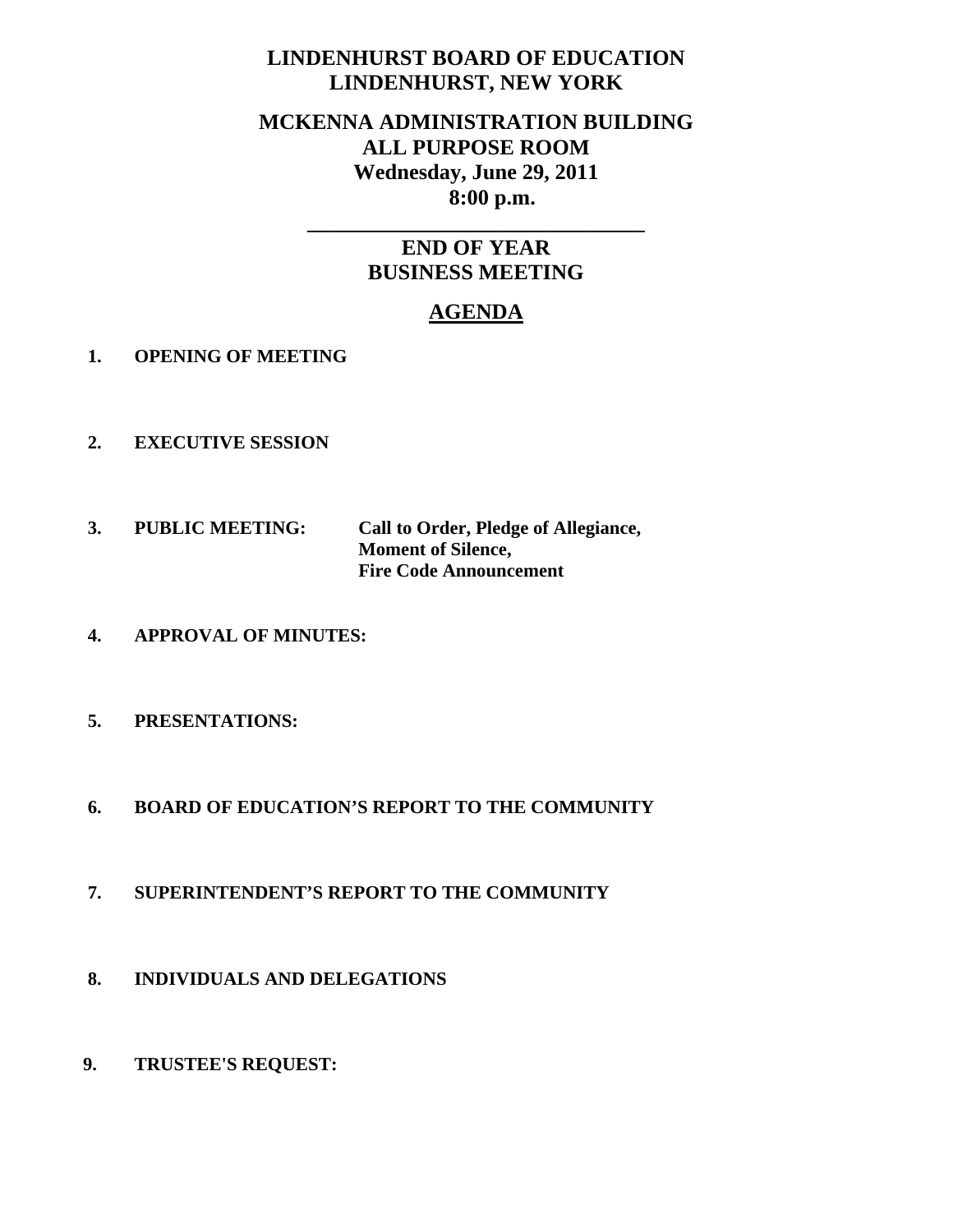# LINDENHURST BOARD OF EDUCATION
# LINDENHURST, NEW YORK

## MCKENNA ADMINISTRATION BUILDING
## ALL PURPOSE ROOM
## Wednesday, June 29, 2011
## 8:00 p.m.

---

## END OF YEAR
## BUSINESS MEETING

## AGENDA

1. **OPENING OF MEETING**

2. **EXECUTIVE SESSION**

3. **PUBLIC MEETING:** **Call to Order, Pledge of Allegiance, Moment of Silence, Fire Code Announcement**

4. **APPROVAL OF MINUTES:**

5. **PRESENTATIONS:**

6. **BOARD OF EDUCATION'S REPORT TO THE COMMUNITY**

7. **SUPERINTENDENT'S REPORT TO THE COMMUNITY**

8. **INDIVIDUALS AND DELEGATIONS**

9. **TRUSTEE'S REQUEST:**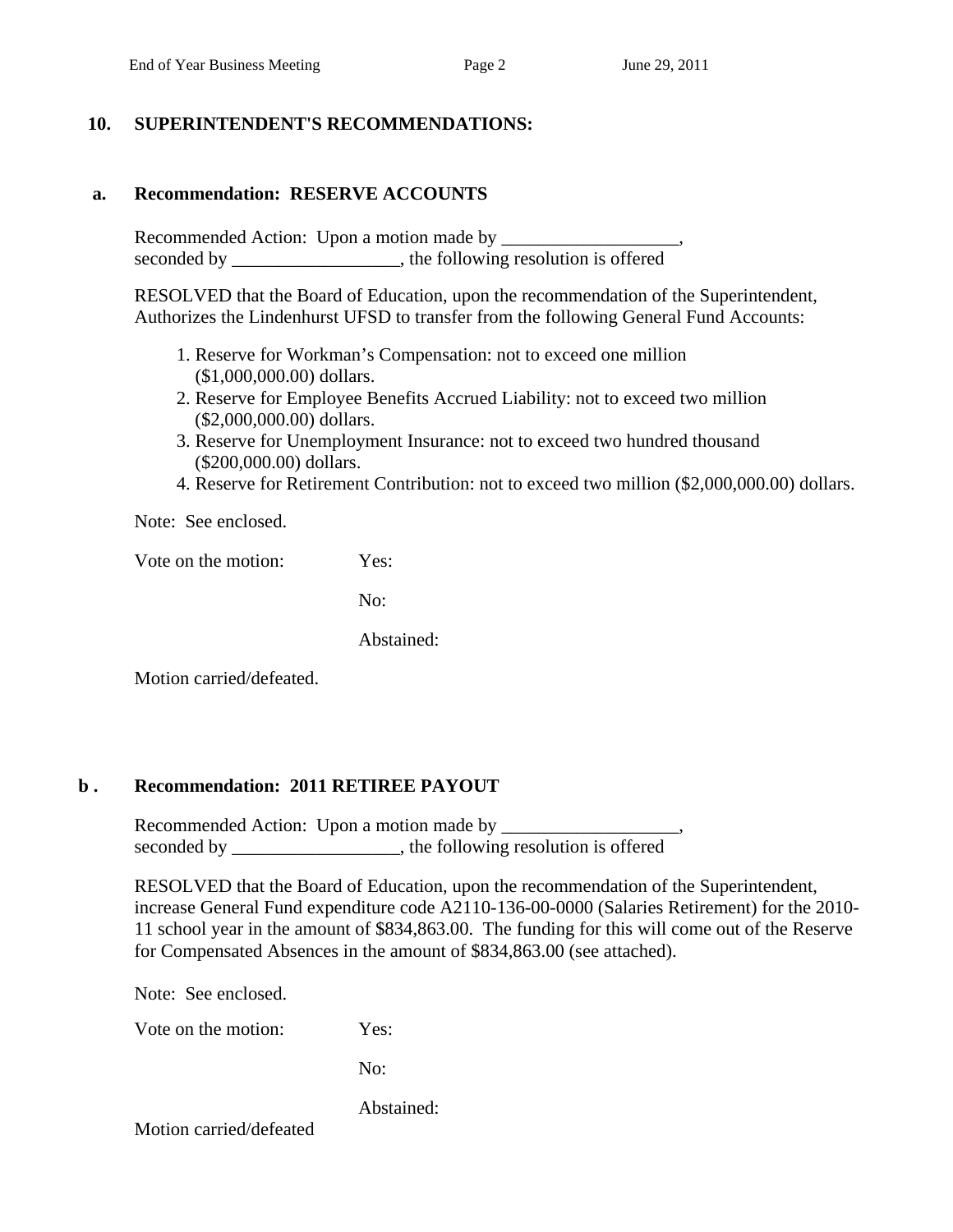## 10. SUPERINTENDENT'S RECOMMENDATIONS:

### a. Recommendation: RESERVE ACCOUNTS

Recommended Action: Upon a motion made by ___________________, seconded by __________________, the following resolution is offered

RESOLVED that the Board of Education, upon the recommendation of the Superintendent, Authorizes the Lindenhurst UFSD to transfer from the following General Fund Accounts:

1. Reserve for Workman's Compensation: not to exceed one million ($1,000,000.00) dollars.
2. Reserve for Employee Benefits Accrued Liability: not to exceed two million ($2,000,000.00) dollars.
3. Reserve for Unemployment Insurance: not to exceed two hundred thousand ($200,000.00) dollars.
4. Reserve for Retirement Contribution: not to exceed two million ($2,000,000.00) dollars.

Note: See enclosed.

Vote on the motion: Yes:

No:

Abstained:

Motion carried/defeated.

### b . Recommendation: 2011 RETIREE PAYOUT

Recommended Action: Upon a motion made by ___________________, seconded by __________________, the following resolution is offered

RESOLVED that the Board of Education, upon the recommendation of the Superintendent, increase General Fund expenditure code A2110-136-00-0000 (Salaries Retirement) for the 2010-11 school year in the amount of $834,863.00. The funding for this will come out of the Reserve for Compensated Absences in the amount of $834,863.00 (see attached).

Note: See enclosed.

Vote on the motion: Yes:

No:

Abstained:

Motion carried/defeated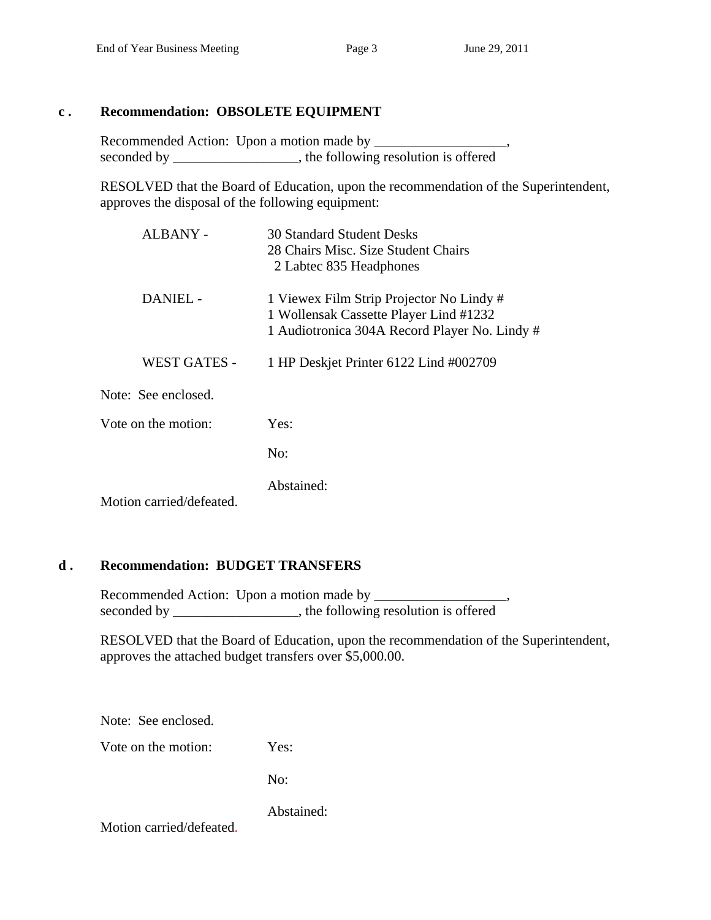**c . Recommendation: OBSOLETE EQUIPMENT**

Recommended Action: Upon a motion made by ___________________, seconded by __________________, the following resolution is offered

RESOLVED that the Board of Education, upon the recommendation of the Superintendent, approves the disposal of the following equipment:

| | |
|---|---|
| ALBANY - | 30 Standard Student Desks<br>28 Chairs Misc. Size Student Chairs<br>2 Labtec 835 Headphones |
| DANIEL - | 1 Viewex Film Strip Projector No Lindy #<br>1 Wollensak Cassette Player Lind #1232<br>1 Audiotronica 304A Record Player No. Lindy # |
| WEST GATES - | 1 HP Deskjet Printer 6122 Lind #002709 |

Note: See enclosed.

Vote on the motion: Yes:

No:

Abstained:

Motion carried/defeated.

**d . Recommendation: BUDGET TRANSFERS**

Recommended Action: Upon a motion made by ___________________, seconded by __________________, the following resolution is offered

RESOLVED that the Board of Education, upon the recommendation of the Superintendent, approves the attached budget transfers over $5,000.00.

Note: See enclosed.

Vote on the motion: Yes:

No:

Abstained:

Motion carried/defeated.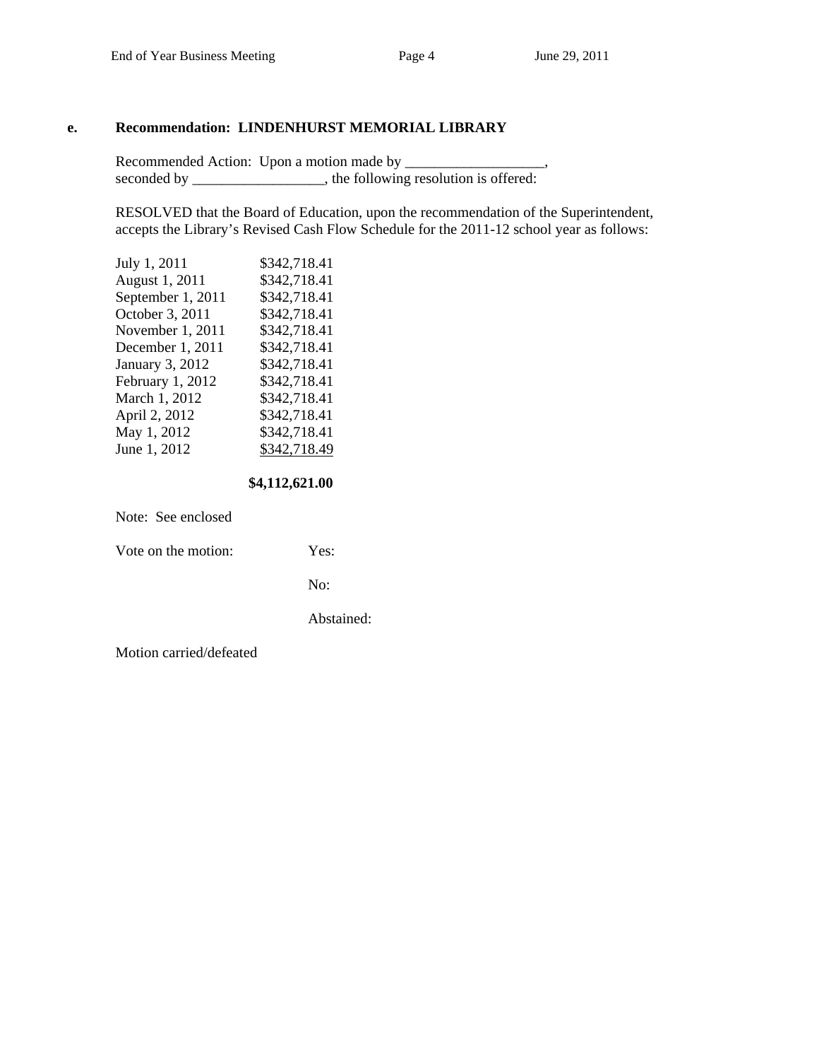**e. Recommendation: LINDENHURST MEMORIAL LIBRARY**

Recommended Action: Upon a motion made by ___________________, seconded by __________________, the following resolution is offered:

RESOLVED that the Board of Education, upon the recommendation of the Superintendent, accepts the Library's Revised Cash Flow Schedule for the 2011-12 school year as follows:

| | |
|---|---|
| July 1, 2011 | $342,718.41 |
| August 1, 2011 | $342,718.41 |
| September 1, 2011 | $342,718.41 |
| October 3, 2011 | $342,718.41 |
| November 1, 2011 | $342,718.41 |
| December 1, 2011 | $342,718.41 |
| January 3, 2012 | $342,718.41 |
| February 1, 2012 | $342,718.41 |
| March 1, 2012 | $342,718.41 |
| April 2, 2012 | $342,718.41 |
| May 1, 2012 | $342,718.41 |
| June 1, 2012 | $342,718.49 |
| | **$4,112,621.00** |

Note: See enclosed

Vote on the motion: Yes:

No:

Abstained:

Motion carried/defeated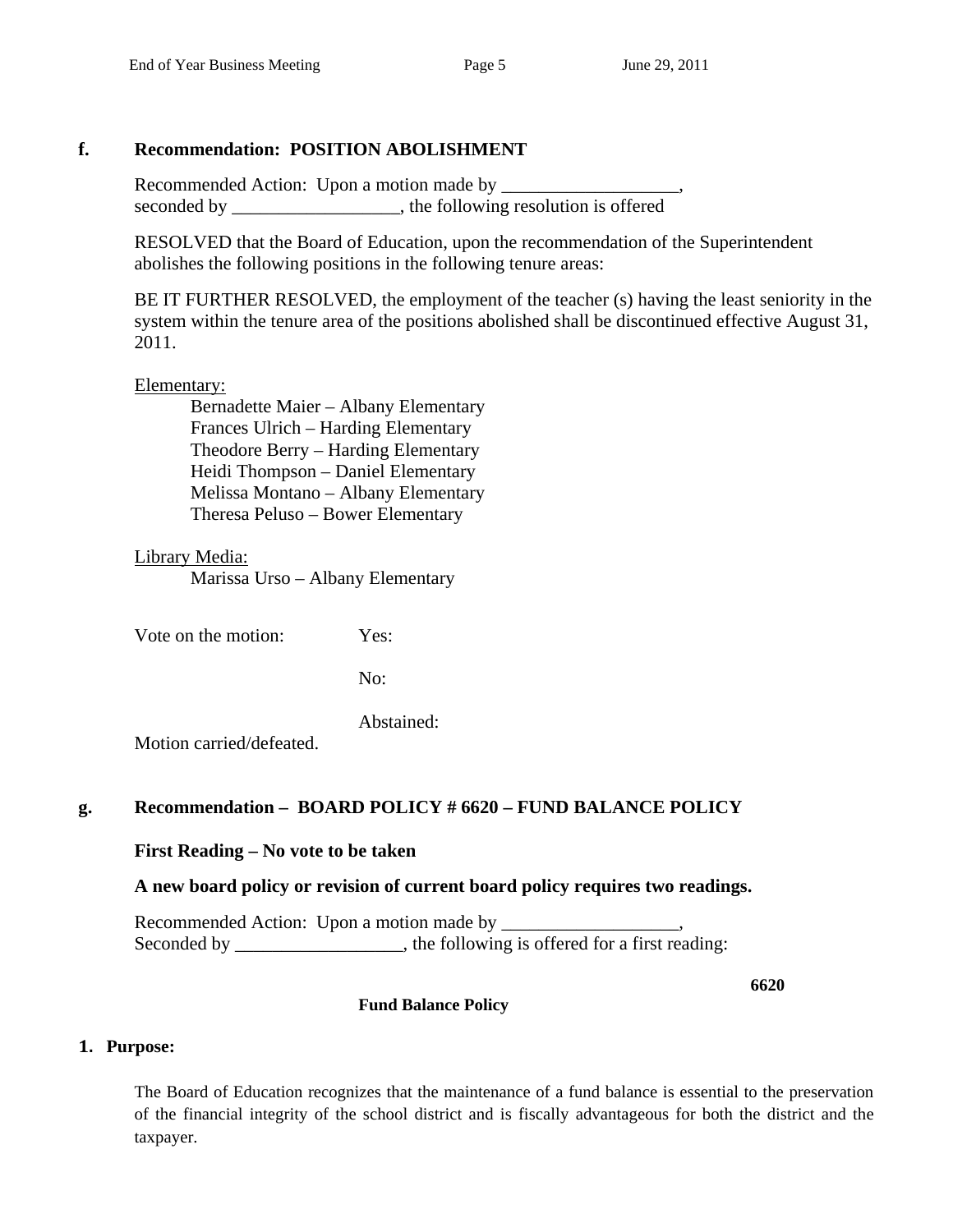**f. Recommendation: POSITION ABOLISHMENT**

Recommended Action: Upon a motion made by ___________________,
seconded by __________________, the following resolution is offered

RESOLVED that the Board of Education, upon the recommendation of the Superintendent abolishes the following positions in the following tenure areas:

BE IT FURTHER RESOLVED, the employment of the teacher (s) having the least seniority in the system within the tenure area of the positions abolished shall be discontinued effective August 31, 2011.

<u>Elementary:</u>

Bernadette Maier – Albany Elementary
Frances Ulrich – Harding Elementary
Theodore Berry – Harding Elementary
Heidi Thompson – Daniel Elementary
Melissa Montano – Albany Elementary
Theresa Peluso – Bower Elementary

<u>Library Media:</u>

Marissa Urso – Albany Elementary

Vote on the motion: Yes:

No:

Abstained:

Motion carried/defeated.

**g. Recommendation – BOARD POLICY # 6620 – FUND BALANCE POLICY**

**First Reading – No vote to be taken**

**A new board policy or revision of current board policy requires two readings.**

Recommended Action: Upon a motion made by ___________________,
Seconded by __________________, the following is offered for a first reading:

**6620**

**Fund Balance Policy**

**1. Purpose:**

The Board of Education recognizes that the maintenance of a fund balance is essential to the preservation of the financial integrity of the school district and is fiscally advantageous for both the district and the taxpayer.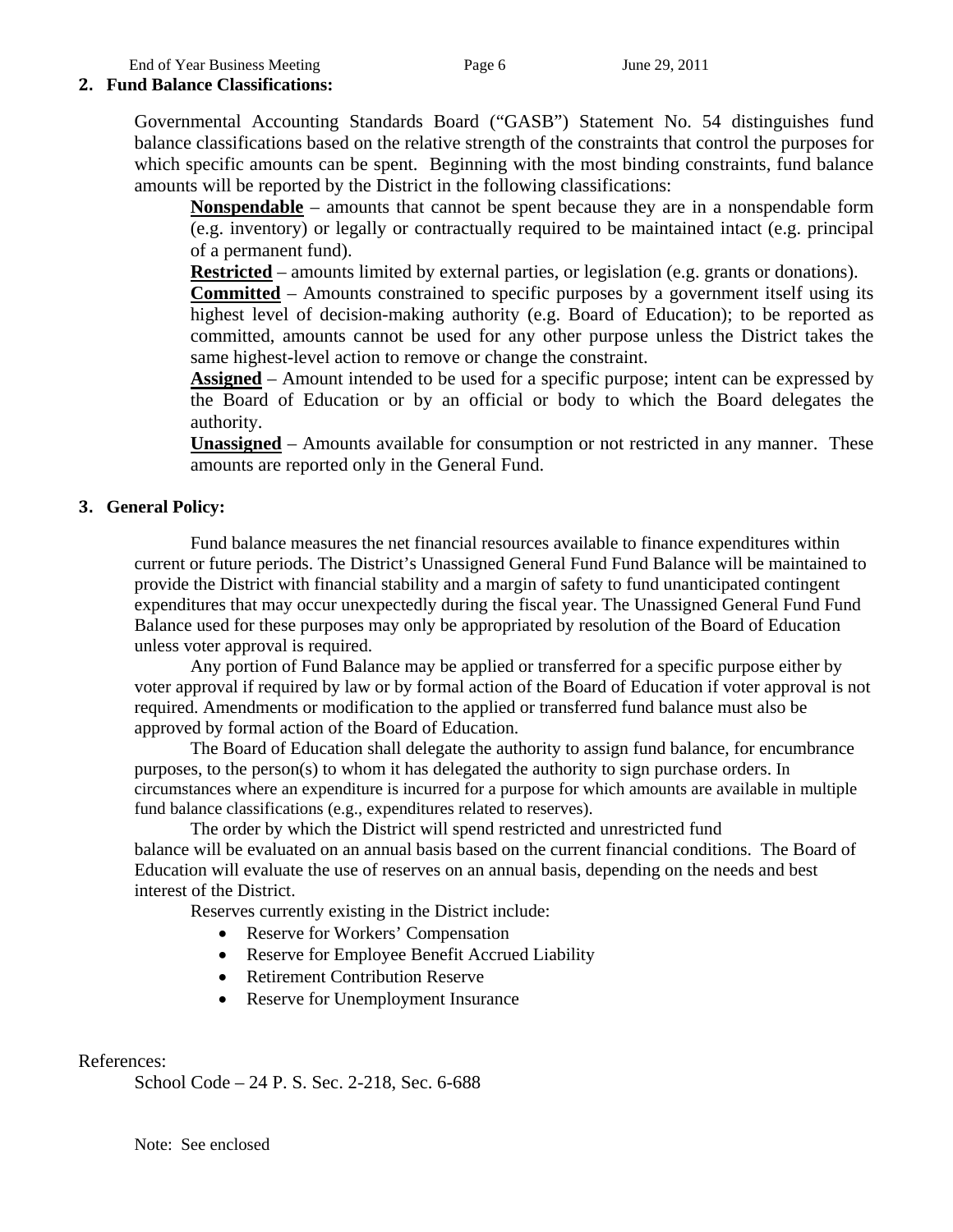**2. Fund Balance Classifications:**

Governmental Accounting Standards Board ("GASB") Statement No. 54 distinguishes fund balance classifications based on the relative strength of the constraints that control the purposes for which specific amounts can be spent. Beginning with the most binding constraints, fund balance amounts will be reported by the District in the following classifications:

**Nonspendable** – amounts that cannot be spent because they are in a nonspendable form (e.g. inventory) or legally or contractually required to be maintained intact (e.g. principal of a permanent fund).

**Restricted** – amounts limited by external parties, or legislation (e.g. grants or donations).

**Committed** – Amounts constrained to specific purposes by a government itself using its highest level of decision-making authority (e.g. Board of Education); to be reported as committed, amounts cannot be used for any other purpose unless the District takes the same highest-level action to remove or change the constraint.

**Assigned** – Amount intended to be used for a specific purpose; intent can be expressed by the Board of Education or by an official or body to which the Board delegates the authority.

**Unassigned** – Amounts available for consumption or not restricted in any manner. These amounts are reported only in the General Fund.

**3. General Policy:**

Fund balance measures the net financial resources available to finance expenditures within current or future periods. The District's Unassigned General Fund Fund Balance will be maintained to provide the District with financial stability and a margin of safety to fund unanticipated contingent expenditures that may occur unexpectedly during the fiscal year. The Unassigned General Fund Fund Balance used for these purposes may only be appropriated by resolution of the Board of Education unless voter approval is required.

Any portion of Fund Balance may be applied or transferred for a specific purpose either by voter approval if required by law or by formal action of the Board of Education if voter approval is not required. Amendments or modification to the applied or transferred fund balance must also be approved by formal action of the Board of Education.

The Board of Education shall delegate the authority to assign fund balance, for encumbrance purposes, to the person(s) to whom it has delegated the authority to sign purchase orders. In circumstances where an expenditure is incurred for a purpose for which amounts are available in multiple fund balance classifications (e.g., expenditures related to reserves).

The order by which the District will spend restricted and unrestricted fund balance will be evaluated on an annual basis based on the current financial conditions. The Board of Education will evaluate the use of reserves on an annual basis, depending on the needs and best interest of the District.

Reserves currently existing in the District include:

- Reserve for Workers' Compensation
- Reserve for Employee Benefit Accrued Liability
- Retirement Contribution Reserve
- Reserve for Unemployment Insurance

References:

School Code – 24 P. S. Sec. 2-218, Sec. 6-688

Note: See enclosed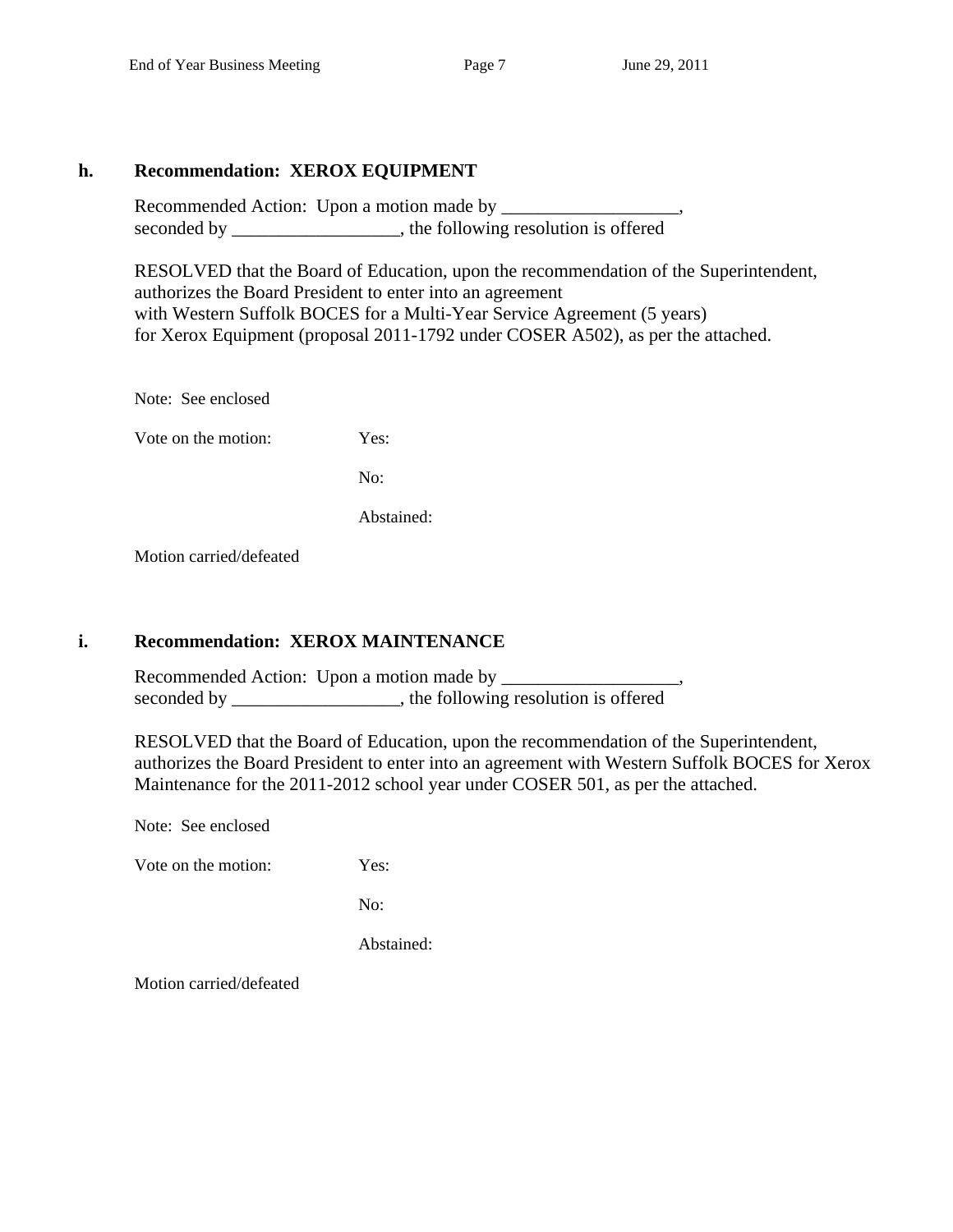**h. Recommendation: XEROX EQUIPMENT**

Recommended Action: Upon a motion made by ___________________, seconded by __________________, the following resolution is offered

RESOLVED that the Board of Education, upon the recommendation of the Superintendent, authorizes the Board President to enter into an agreement with Western Suffolk BOCES for a Multi-Year Service Agreement (5 years) for Xerox Equipment (proposal 2011-1792 under COSER A502), as per the attached.

Note: See enclosed

Vote on the motion: Yes:

No:

Abstained:

Motion carried/defeated

**i. Recommendation: XEROX MAINTENANCE**

Recommended Action: Upon a motion made by ___________________, seconded by __________________, the following resolution is offered

RESOLVED that the Board of Education, upon the recommendation of the Superintendent, authorizes the Board President to enter into an agreement with Western Suffolk BOCES for Xerox Maintenance for the 2011-2012 school year under COSER 501, as per the attached.

Note: See enclosed

Vote on the motion: Yes:

No:

Abstained:

Motion carried/defeated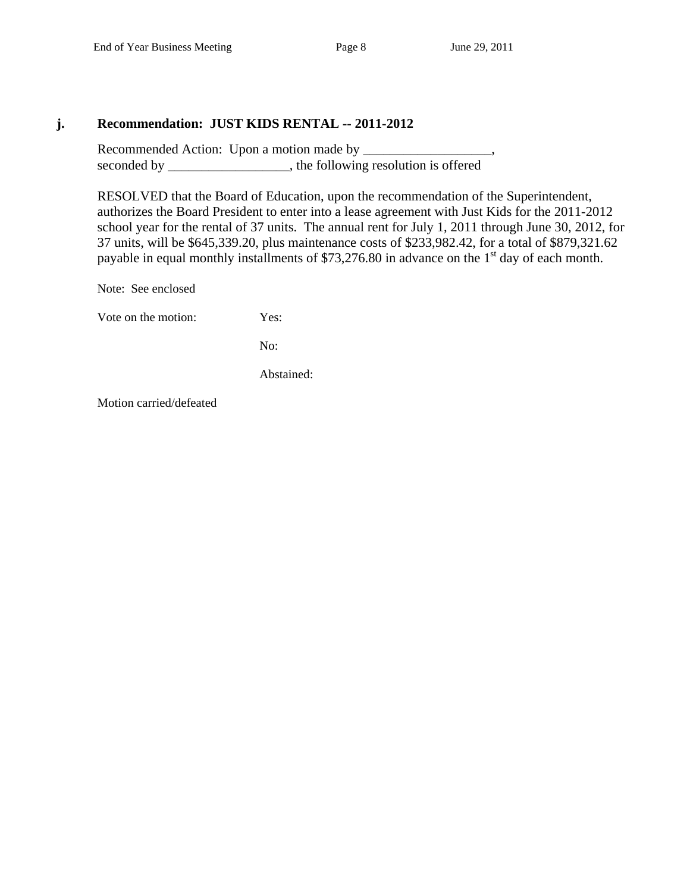**j. Recommendation: JUST KIDS RENTAL -- 2011-2012**

Recommended Action: Upon a motion made by ___________________, seconded by __________________, the following resolution is offered

RESOLVED that the Board of Education, upon the recommendation of the Superintendent, authorizes the Board President to enter into a lease agreement with Just Kids for the 2011-2012 school year for the rental of 37 units. The annual rent for July 1, 2011 through June 30, 2012, for 37 units, will be $645,339.20, plus maintenance costs of $233,982.42, for a total of $879,321.62 payable in equal monthly installments of $73,276.80 in advance on the 1st day of each month.

Note: See enclosed

Vote on the motion: Yes:

No:

Abstained:

Motion carried/defeated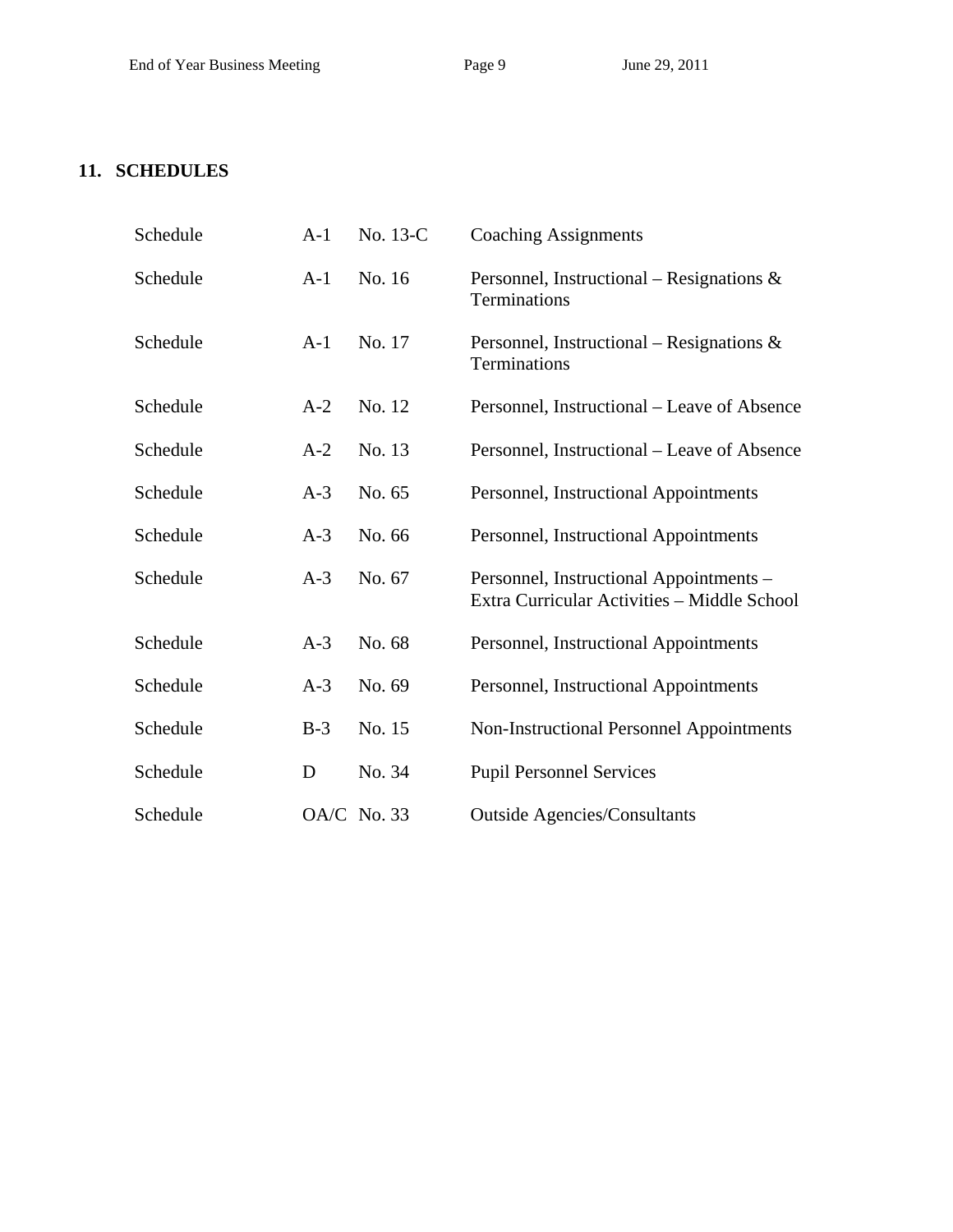## 11. SCHEDULES

| | | | |
|---|---|---|---|
| Schedule | A-1 | No. 13-C | Coaching Assignments |
| Schedule | A-1 | No. 16 | Personnel, Instructional – Resignations & Terminations |
| Schedule | A-1 | No. 17 | Personnel, Instructional – Resignations & Terminations |
| Schedule | A-2 | No. 12 | Personnel, Instructional – Leave of Absence |
| Schedule | A-2 | No. 13 | Personnel, Instructional – Leave of Absence |
| Schedule | A-3 | No. 65 | Personnel, Instructional Appointments |
| Schedule | A-3 | No. 66 | Personnel, Instructional Appointments |
| Schedule | A-3 | No. 67 | Personnel, Instructional Appointments – Extra Curricular Activities – Middle School |
| Schedule | A-3 | No. 68 | Personnel, Instructional Appointments |
| Schedule | A-3 | No. 69 | Personnel, Instructional Appointments |
| Schedule | B-3 | No. 15 | Non-Instructional Personnel Appointments |
| Schedule | D | No. 34 | Pupil Personnel Services |
| Schedule | OA/C | No. 33 | Outside Agencies/Consultants |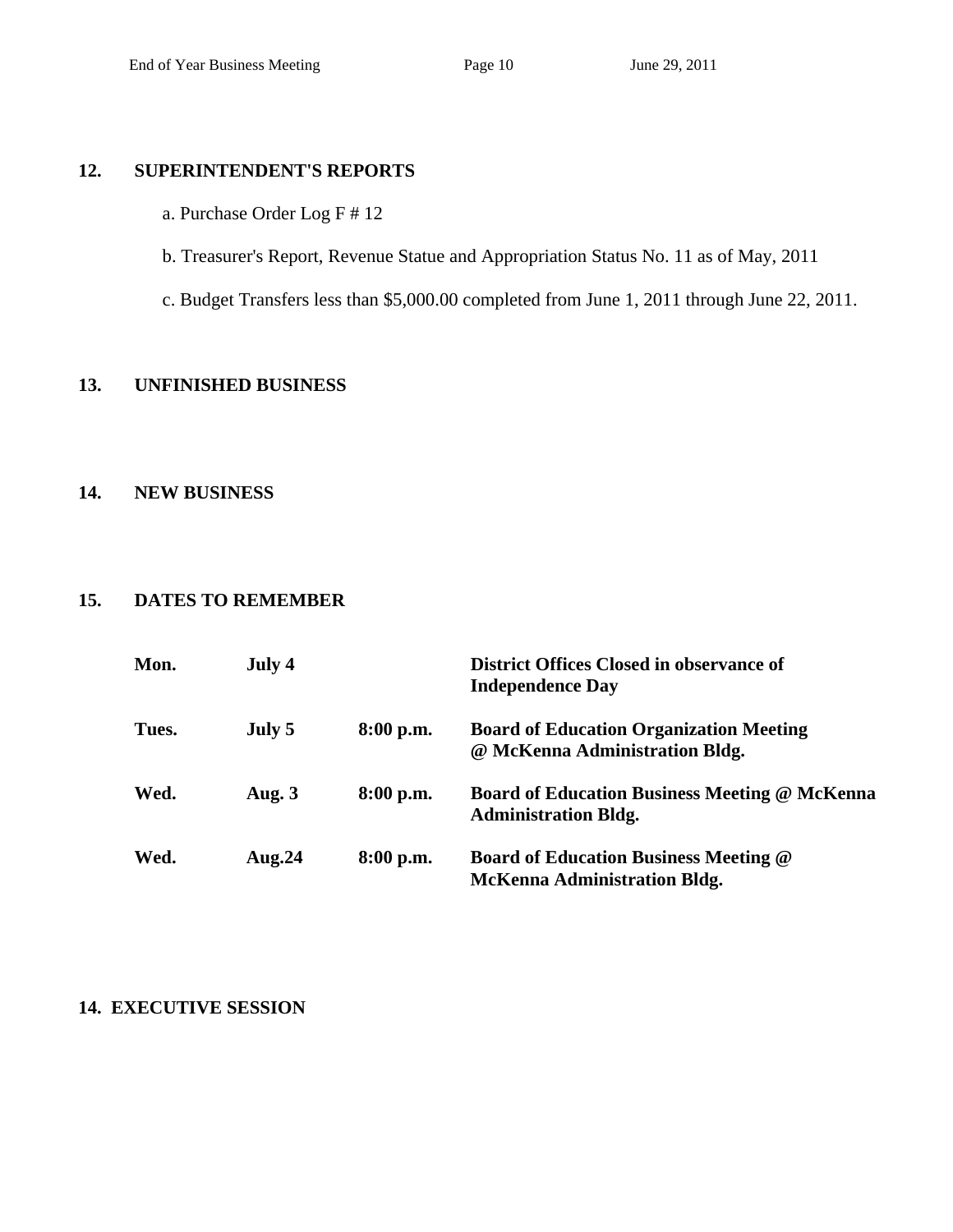## 12. SUPERINTENDENT'S REPORTS

a. Purchase Order Log F # 12

b. Treasurer's Report, Revenue Statue and Appropriation Status No. 11 as of May, 2011

c. Budget Transfers less than $5,000.00 completed from June 1, 2011 through June 22, 2011.

## 13. UNFINISHED BUSINESS

## 14. NEW BUSINESS

## 15. DATES TO REMEMBER

| | | | |
|---|---|---|---|
| **Mon.** | **July 4** | | **District Offices Closed in observance of Independence Day** |
| **Tues.** | **July 5** | **8:00 p.m.** | **Board of Education Organization Meeting @ McKenna Administration Bldg.** |
| **Wed.** | **Aug. 3** | **8:00 p.m.** | **Board of Education Business Meeting @ McKenna Administration Bldg.** |
| **Wed.** | **Aug.24** | **8:00 p.m.** | **Board of Education Business Meeting @ McKenna Administration Bldg.** |

## 14. EXECUTIVE SESSION